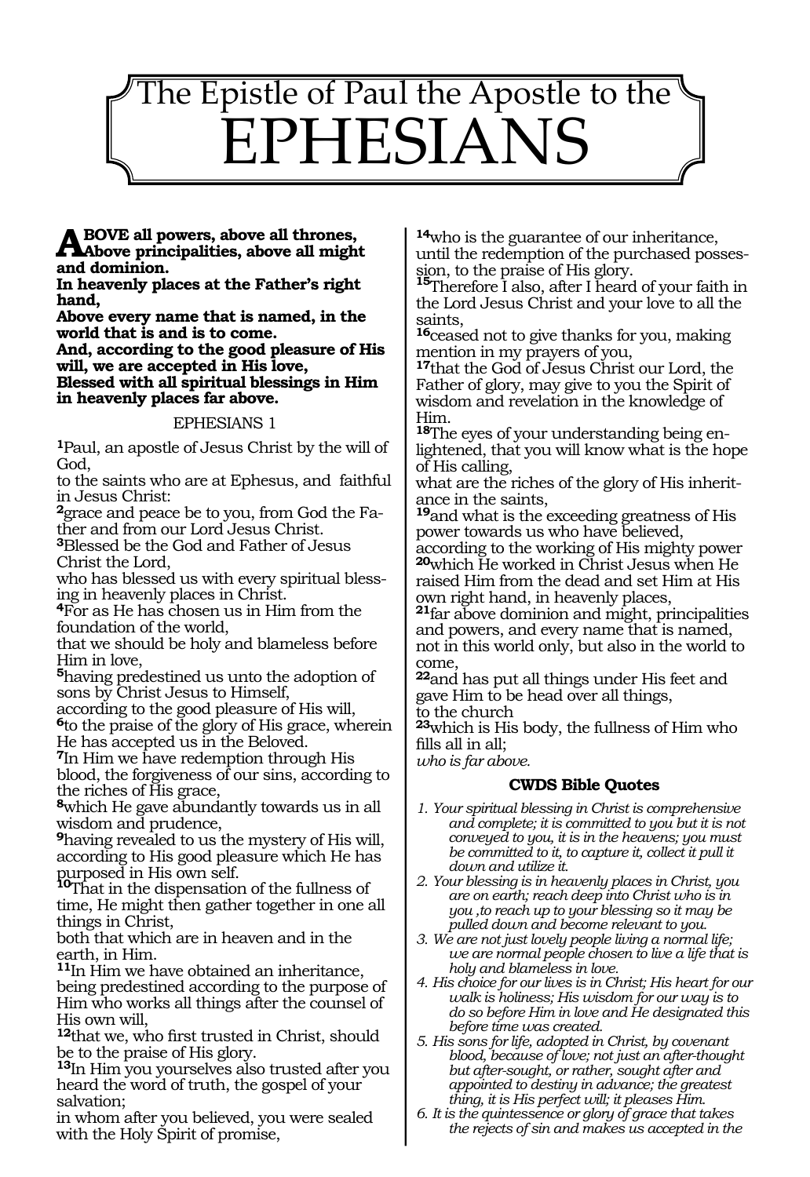# The Epistle of Paul the Apostle to the EPHESIANS

**ABOVE all powers, above all thrones,**
**Above principalities, above all might and dominion.**
**In heavenly places at the Father's right hand,**
**Above every name that is named, in the world that is and is to come.**
**And, according to the good pleasure of His will, we are accepted in His love,**
**Blessed with all spiritual blessings in Him in heavenly places far above.**

## EPHESIANS 1

**1**Paul, an apostle of Jesus Christ by the will of God,
to the saints who are at Ephesus, and faithful in Jesus Christ:
**2**grace and peace be to you, from God the Father and from our Lord Jesus Christ.
**3**Blessed be the God and Father of Jesus Christ the Lord,
who has blessed us with every spiritual blessing in heavenly places in Christ.
**4**For as He has chosen us in Him from the foundation of the world,
that we should be holy and blameless before Him in love,
**5**having predestined us unto the adoption of sons by Christ Jesus to Himself,
according to the good pleasure of His will,
**6**to the praise of the glory of His grace, wherein He has accepted us in the Beloved.
**7**In Him we have redemption through His blood, the forgiveness of our sins, according to the riches of His grace,
**8**which He gave abundantly towards us in all wisdom and prudence,
**9**having revealed to us the mystery of His will, according to His good pleasure which He has purposed in His own self.
**10**That in the dispensation of the fullness of time, He might then gather together in one all things in Christ,
both that which are in heaven and in the earth, in Him.
**11**In Him we have obtained an inheritance, being predestined according to the purpose of Him who works all things after the counsel of His own will,
**12**that we, who first trusted in Christ, should be to the praise of His glory.
**13**In Him you yourselves also trusted after you heard the word of truth, the gospel of your salvation;
in whom after you believed, you were sealed with the Holy Spirit of promise,
**14**who is the guarantee of our inheritance, until the redemption of the purchased possession, to the praise of His glory.
**15**Therefore I also, after I heard of your faith in the Lord Jesus Christ and your love to all the saints,
**16**ceased not to give thanks for you, making mention in my prayers of you,
**17**that the God of Jesus Christ our Lord, the Father of glory, may give to you the Spirit of wisdom and revelation in the knowledge of Him.
**18**The eyes of your understanding being enlightened, that you will know what is the hope of His calling,
what are the riches of the glory of His inheritance in the saints,
**19**and what is the exceeding greatness of His power towards us who have believed,
according to the working of His mighty power
**20**which He worked in Christ Jesus when He raised Him from the dead and set Him at His own right hand, in heavenly places,
**21**far above dominion and might, principalities and powers, and every name that is named, not in this world only, but also in the world to come,
**22**and has put all things under His feet and gave Him to be head over all things,
to the church
**23**which is His body, the fullness of Him who fills all in all;
*who is far above.*

### CWDS Bible Quotes

1. *Your spiritual blessing in Christ is comprehensive and complete; it is committed to you but it is not conveyed to you, it is in the heavens; you must be committed to it, to capture it, collect it pull it down and utilize it.*
2. *Your blessing is in heavenly places in Christ, you are on earth; reach deep into Christ who is in you ,to reach up to your blessing so it may be pulled down and become relevant to you.*
3. *We are not just lovely people living a normal life; we are normal people chosen to live a life that is holy and blameless in love.*
4. *His choice for our lives is in Christ; His heart for our walk is holiness; His wisdom for our way is to do so before Him in love and He designated this before time was created.*
5. *His sons for life, adopted in Christ, by covenant blood, because of love; not just an after-thought but after-sought, or rather, sought after and appointed to destiny in advance; the greatest thing, it is His perfect will; it pleases Him.*
6. *It is the quintessence or glory of grace that takes the rejects of sin and makes us accepted in the*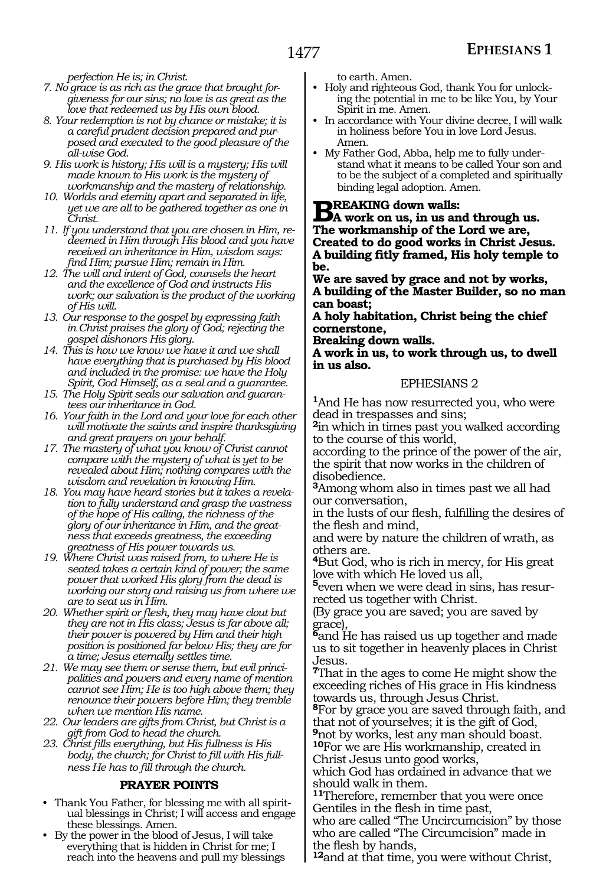*perfection He is; in Christ.*

7. *No grace is as rich as the grace that brought forgiveness for our sins; no love is as great as the love that redeemed us by His own blood.*
8. *Your redemption is not by chance or mistake; it is a careful prudent decision prepared and purposed and executed to the good pleasure of the all-wise God.*
9. *His work is history; His will is a mystery; His will made known to His work is the mystery of workmanship and the mastery of relationship.*
10. *Worlds and eternity apart and separated in life, yet we are all to be gathered together as one in Christ.*
11. *If you understand that you are chosen in Him, redeemed in Him through His blood and you have received an inheritance in Him, wisdom says: find Him; pursue Him; remain in Him.*
12. *The will and intent of God, counsels the heart and the excellence of God and instructs His work; our salvation is the product of the working of His will.*
13. *Our response to the gospel by expressing faith in Christ praises the glory of God; rejecting the gospel dishonors His glory.*
14. *This is how we know we have it and we shall have everything that is purchased by His blood and included in the promise: we have the Holy Spirit, God Himself, as a seal and a guarantee.*
15. *The Holy Spirit seals our salvation and guarantees our inheritance in God.*
16. *Your faith in the Lord and your love for each other will motivate the saints and inspire thanksgiving and great prayers on your behalf.*
17. *The mastery of what you know of Christ cannot compare with the mystery of what is yet to be revealed about Him; nothing compares with the wisdom and revelation in knowing Him.*
18. *You may have heard stories but it takes a revelation to fully understand and grasp the vastness of the hope of His calling, the richness of the glory of our inheritance in Him, and the greatness that exceeds greatness, the exceeding greatness of His power towards us.*
19. *Where Christ was raised from, to where He is seated takes a certain kind of power; the same power that worked His glory from the dead is working our story and raising us from where we are to seat us in Him.*
20. *Whether spirit or flesh, they may have clout but they are not in His class; Jesus is far above all; their power is powered by Him and their high position is positioned far below His; they are for a time; Jesus eternally settles time.*
21. *We may see them or sense them, but evil principalities and powers and every name of mention cannot see Him; He is too high above them; they renounce their powers before Him; they tremble when we mention His name.*
22. *Our leaders are gifts from Christ, but Christ is a gift from God to head the church.*
23. *Christ fills everything, but His fullness is His body, the church; for Christ to fill with His fullness He has to fill through the church.*

### PRAYER POINTS

- Thank You Father, for blessing me with all spiritual blessings in Christ; I will access and engage these blessings. Amen.
- By the power in the blood of Jesus, I will take everything that is hidden in Christ for me; I reach into the heavens and pull my blessings to earth. Amen.
- Holy and righteous God, thank You for unlocking the potential in me to be like You, by Your Spirit in me. Amen.
- In accordance with Your divine decree, I will walk in holiness before You in love Lord Jesus. Amen.
- My Father God, Abba, help me to fully understand what it means to be called Your son and to be the subject of a completed and spiritually binding legal adoption. Amen.

**BREAKING down walls:**
**A work on us, in us and through us.**
**The workmanship of the Lord we are,**
**Created to do good works in Christ Jesus.**
**A building fitly framed, His holy temple to be.**
**We are saved by grace and not by works,**
**A building of the Master Builder, so no man can boast;**
**A holy habitation, Christ being the chief cornerstone,**
**Breaking down walls.**
**A work in us, to work through us, to dwell in us also.**

## EPHESIANS 2

**1**And He has now resurrected you, who were dead in trespasses and sins;
**2**in which in times past you walked according to the course of this world,
according to the prince of the power of the air, the spirit that now works in the children of disobedience.
**3**Among whom also in times past we all had our conversation,
in the lusts of our flesh, fulfilling the desires of the flesh and mind,
and were by nature the children of wrath, as others are.
**4**But God, who is rich in mercy, for His great love with which He loved us all,
**5**even when we were dead in sins, has resurrected us together with Christ.
(By grace you are saved; you are saved by grace),
**6**and He has raised us up together and made us to sit together in heavenly places in Christ Jesus.
**7**That in the ages to come He might show the exceeding riches of His grace in His kindness towards us, through Jesus Christ.
**8**For by grace you are saved through faith, and that not of yourselves; it is the gift of God,
**9**not by works, lest any man should boast.
**10**For we are His workmanship, created in Christ Jesus unto good works,
which God has ordained in advance that we should walk in them.
**11**Therefore, remember that you were once Gentiles in the flesh in time past,
who are called "The Uncircumcision" by those who are called "The Circumcision" made in the flesh by hands,
**12**and at that time, you were without Christ,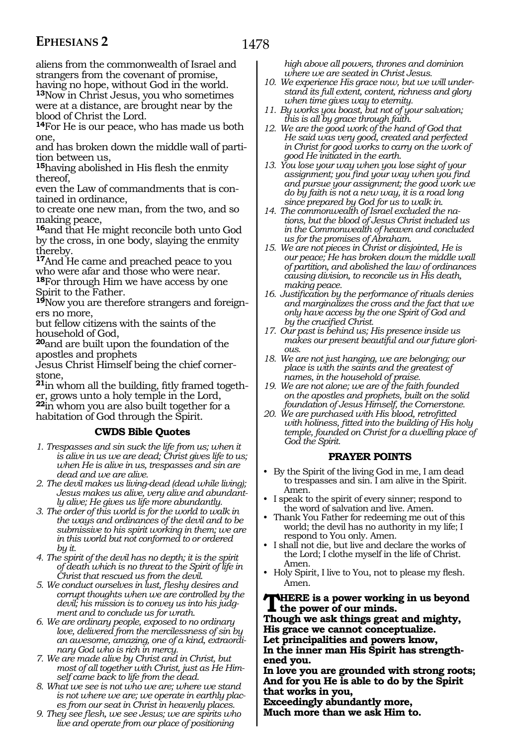aliens from the commonwealth of Israel and strangers from the covenant of promise, having no hope, without God in the world.

**13**Now in Christ Jesus, you who sometimes were at a distance, are brought near by the blood of Christ the Lord.

**14**For He is our peace, who has made us both one,
and has broken down the middle wall of partition between us,
**15**having abolished in His flesh the enmity thereof,
even the Law of commandments that is contained in ordinance,
to create one new man, from the two, and so making peace,
**16**and that He might reconcile both unto God by the cross, in one body, slaying the enmity thereby.

**17**And He came and preached peace to you who were afar and those who were near.
**18**For through Him we have access by one Spirit to the Father.

**19**Now you are therefore strangers and foreigners no more,
but fellow citizens with the saints of the household of God,
**20**and are built upon the foundation of the apostles and prophets
Jesus Christ Himself being the chief cornerstone,
**21**in whom all the building, fitly framed together, grows unto a holy temple in the Lord,
**22**in whom you are also built together for a habitation of God through the Spirit.

### CWDS Bible Quotes

1. *Trespasses and sin suck the life from us; when it is alive in us we are dead; Christ gives life to us; when He is alive in us, trespasses and sin are dead and we are alive.*
2. *The devil makes us living-dead (dead while living); Jesus makes us alive, very alive and abundantly alive; He gives us life more abundantly.*
3. *The order of this world is for the world to walk in the ways and ordinances of the devil and to be submissive to his spirit working in them; we are in this world but not conformed to or ordered by it.*
4. *The spirit of the devil has no depth; it is the spirit of death which is no threat to the Spirit of life in Christ that rescued us from the devil.*
5. *We conduct ourselves in lust, fleshy desires and corrupt thoughts when we are controlled by the devil; his mission is to convey us into his judgment and to conclude us for wrath.*
6. *We are ordinary people, exposed to no ordinary love, delivered from the mercilessness of sin by an awesome, amazing, one of a kind, extraordinary God who is rich in mercy.*
7. *We are made alive by Christ and in Christ, but most of all together with Christ, just as He Himself came back to life from the dead.*
8. *What we see is not who we are; where we stand is not where we are; we operate in earthly places from our seat in Christ in heavenly places.*
9. *They see flesh, we see Jesus; we are spirits who live and operate from our place of positioning high above all powers, thrones and dominion where we are seated in Christ Jesus.*
10. *We experience His grace now, but we will understand its full extent, content, richness and glory when time gives way to eternity.*
11. *By works you boast, but not of your salvation; this is all by grace through faith.*
12. *We are the good work of the hand of God that He said was very good, created and perfected in Christ for good works to carry on the work of good He initiated in the earth.*
13. *You lose your way when you lose sight of your assignment; you find your way when you find and pursue your assignment; the good work we do by faith is not a new way, it is a road long since prepared by God for us to walk in.*
14. *The commonwealth of Israel excluded the nations, but the blood of Jesus Christ included us in the Commonwealth of heaven and concluded us for the promises of Abraham.*
15. *We are not pieces in Christ or disjointed, He is our peace; He has broken down the middle wall of partition, and abolished the law of ordinances causing division, to reconcile us in His death, making peace.*
16. *Justification by the performance of rituals denies and marginalizes the cross and the fact that we only have access by the one Spirit of God and by the crucified Christ.*
17. *Our past is behind us; His presence inside us makes our present beautiful and our future glorious.*
18. *We are not just hanging, we are belonging; our place is with the saints and the greatest of names, in the household of praise.*
19. *We are not alone; we are of the faith founded on the apostles and prophets, built on the solid foundation of Jesus Himself, the Cornerstone.*
20. *We are purchased with His blood, retrofitted with holiness, fitted into the building of His holy temple, founded on Christ for a dwelling place of God the Spirit.*

### PRAYER POINTS

- By the Spirit of the living God in me, I am dead to trespasses and sin. I am alive in the Spirit. Amen.
- I speak to the spirit of every sinner; respond to the word of salvation and live. Amen.
- Thank You Father for redeeming me out of this world; the devil has no authority in my life; I respond to You only. Amen.
- I shall not die, but live and declare the works of the Lord; I clothe myself in the life of Christ. Amen.
- Holy Spirit, I live to You, not to please my flesh. Amen.

**THERE is a power working in us beyond the power of our minds.**
**Though we ask things great and mighty,**
**His grace we cannot conceptualize.**
**Let principalities and powers know,**
**In the inner man His Spirit has strengthened you.**
**In love you are grounded with strong roots;**
**And for you He is able to do by the Spirit that works in you,**
**Exceedingly abundantly more,**
**Much more than we ask Him to.**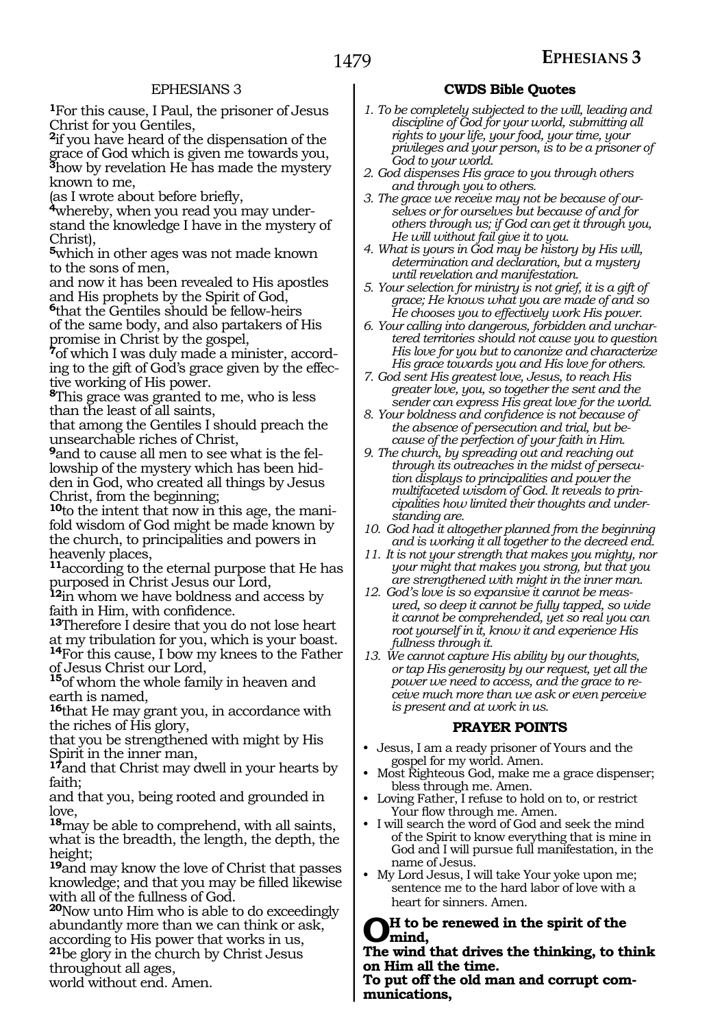## EPHESIANS 3

**1**For this cause, I Paul, the prisoner of Jesus Christ for you Gentiles,
**2**if you have heard of the dispensation of the grace of God which is given me towards you,
**3**how by revelation He has made the mystery known to me,
(as I wrote about before briefly,
**4**whereby, when you read you may understand the knowledge I have in the mystery of Christ),
**5**which in other ages was not made known to the sons of men,
and now it has been revealed to His apostles and His prophets by the Spirit of God,
**6**that the Gentiles should be fellow-heirs of the same body, and also partakers of His promise in Christ by the gospel,
**7**of which I was duly made a minister, according to the gift of God's grace given by the effective working of His power.
**8**This grace was granted to me, who is less than the least of all saints,
that among the Gentiles I should preach the unsearchable riches of Christ,
**9**and to cause all men to see what is the fellowship of the mystery which has been hidden in God, who created all things by Jesus Christ, from the beginning;
**10**to the intent that now in this age, the manifold wisdom of God might be made known by the church, to principalities and powers in heavenly places,
**11**according to the eternal purpose that He has purposed in Christ Jesus our Lord,
**12**in whom we have boldness and access by faith in Him, with confidence.
**13**Therefore I desire that you do not lose heart at my tribulation for you, which is your boast.
**14**For this cause, I bow my knees to the Father of Jesus Christ our Lord,
**15**of whom the whole family in heaven and earth is named,
**16**that He may grant you, in accordance with the riches of His glory,
that you be strengthened with might by His Spirit in the inner man,
**17**and that Christ may dwell in your hearts by faith;
and that you, being rooted and grounded in love,
**18**may be able to comprehend, with all saints, what is the breadth, the length, the depth, the height;
**19**and may know the love of Christ that passes knowledge; and that you may be filled likewise with all of the fullness of God.
**20**Now unto Him who is able to do exceedingly abundantly more than we can think or ask, according to His power that works in us,
**21**be glory in the church by Christ Jesus throughout all ages,
world without end. Amen.

### CWDS Bible Quotes

*1. To be completely subjected to the will, leading and discipline of God for your world, submitting all rights to your life, your food, your time, your privileges and your person, is to be a prisoner of God to your world.*
*2. God dispenses His grace to you through others and through you to others.*
*3. The grace we receive may not be because of ourselves or for ourselves but because of and for others through us; if God can get it through you, He will without fail give it to you.*
*4. What is yours in God may be history by His will, determination and declaration, but a mystery until revelation and manifestation.*
*5. Your selection for ministry is not grief, it is a gift of grace; He knows what you are made of and so He chooses you to effectively work His power.*
*6. Your calling into dangerous, forbidden and unchartered territories should not cause you to question His love for you but to canonize and characterize His grace towards you and His love for others.*
*7. God sent His greatest love, Jesus, to reach His greater love, you, so together the sent and the sender can express His great love for the world.*
*8. Your boldness and confidence is not because of the absence of persecution and trial, but because of the perfection of your faith in Him.*
*9. The church, by spreading out and reaching out through its outreaches in the midst of persecution displays to principalities and power the multifaceted wisdom of God. It reveals to principalities how limited their thoughts and understanding are.*
*10. God had it altogether planned from the beginning and is working it all together to the decreed end.*
*11. It is not your strength that makes you mighty, nor your might that makes you strong, but that you are strengthened with might in the inner man.*
*12. God's love is so expansive it cannot be measured, so deep it cannot be fully tapped, so wide it cannot be comprehended, yet so real you can root yourself in it, know it and experience His fullness through it.*
*13. We cannot capture His ability by our thoughts, or tap His generosity by our request, yet all the power we need to access, and the grace to receive much more than we ask or even perceive is present and at work in us.*

### PRAYER POINTS

- Jesus, I am a ready prisoner of Yours and the gospel for my world. Amen.
- Most Righteous God, make me a grace dispenser; bless through me. Amen.
- Loving Father, I refuse to hold on to, or restrict Your flow through me. Amen.
- I will search the word of God and seek the mind of the Spirit to know everything that is mine in God and I will pursue full manifestation, in the name of Jesus.
- My Lord Jesus, I will take Your yoke upon me; sentence me to the hard labor of love with a heart for sinners. Amen.

**OH to be renewed in the spirit of the mind,**
**The wind that drives the thinking, to think on Him all the time.**
**To put off the old man and corrupt communications,**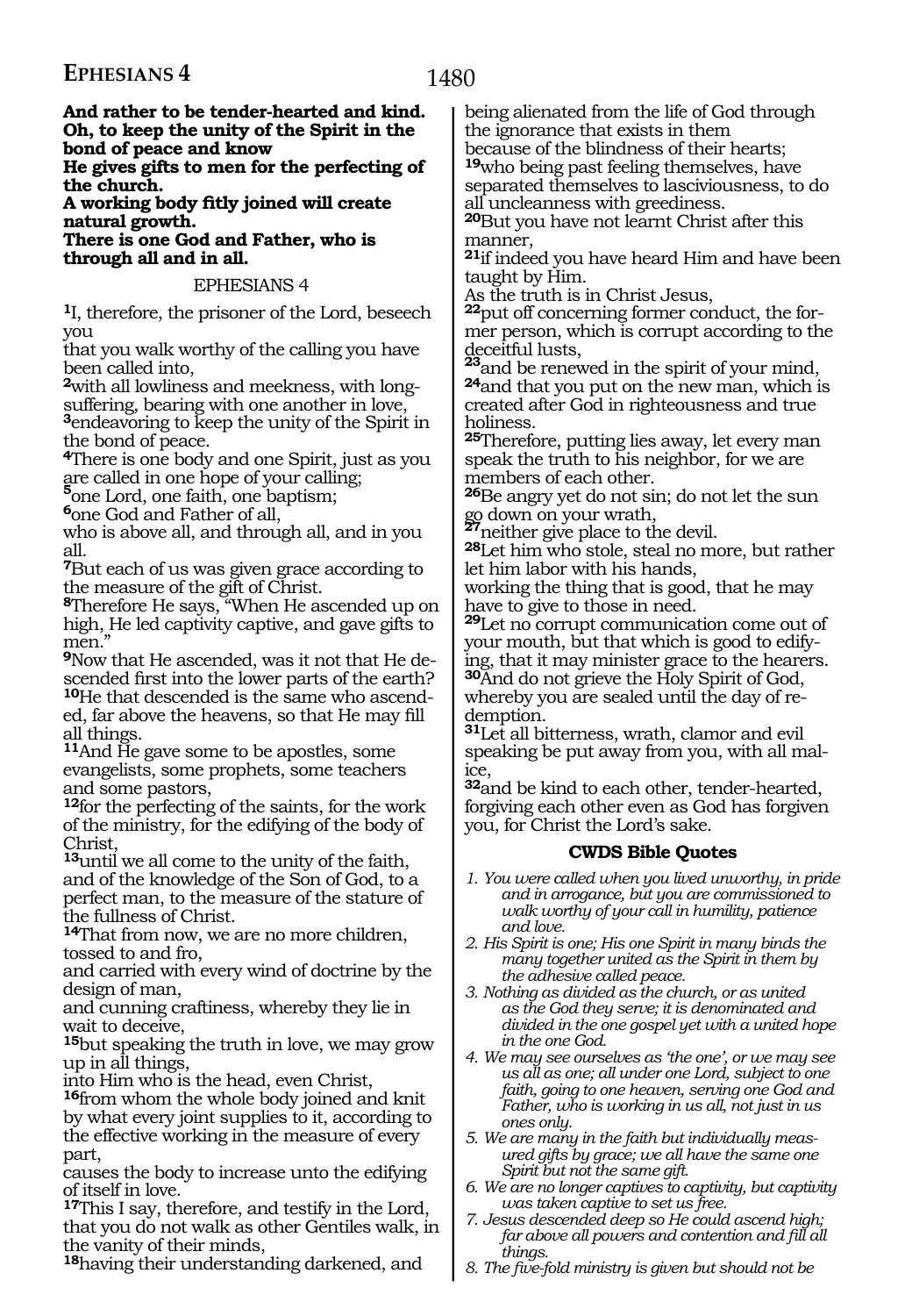**And rather to be tender-hearted and kind.**
**Oh, to keep the unity of the Spirit in the bond of peace and know**
**He gives gifts to men for the perfecting of the church.**
**A working body fitly joined will create natural growth.**
**There is one God and Father, who is through all and in all.**

EPHESIANS 4

[1]I, therefore, the prisoner of the Lord, beseech you
that you walk worthy of the calling you have been called into,
[2]with all lowliness and meekness, with long-suffering, bearing with one another in love,
[3]endeavoring to keep the unity of the Spirit in the bond of peace.
[4]There is one body and one Spirit, just as you are called in one hope of your calling;
[5]one Lord, one faith, one baptism;
[6]one God and Father of all,
who is above all, and through all, and in you all.
[7]But each of us was given grace according to the measure of the gift of Christ.
[8]Therefore He says, "When He ascended up on high, He led captivity captive, and gave gifts to men."
[9]Now that He ascended, was it not that He descended first into the lower parts of the earth?
[10]He that descended is the same who ascended, far above the heavens, so that He may fill all things.
[11]And He gave some to be apostles, some evangelists, some prophets, some teachers and some pastors,
[12]for the perfecting of the saints, for the work of the ministry, for the edifying of the body of Christ,
[13]until we all come to the unity of the faith, and of the knowledge of the Son of God, to a perfect man, to the measure of the stature of the fullness of Christ.
[14]That from now, we are no more children, tossed to and fro,
and carried with every wind of doctrine by the design of man,
and cunning craftiness, whereby they lie in wait to deceive,
[15]but speaking the truth in love, we may grow up in all things,
into Him who is the head, even Christ,
[16]from whom the whole body joined and knit by what every joint supplies to it, according to the effective working in the measure of every part,
causes the body to increase unto the edifying of itself in love.
[17]This I say, therefore, and testify in the Lord, that you do not walk as other Gentiles walk, in the vanity of their minds,
[18]having their understanding darkened, and being alienated from the life of God through the ignorance that exists in them
because of the blindness of their hearts;
[19]who being past feeling themselves, have separated themselves to lasciviousness, to do all uncleanness with greediness.
[20]But you have not learnt Christ after this manner,
[21]if indeed you have heard Him and have been taught by Him.
As the truth is in Christ Jesus,
[22]put off concerning former conduct, the former person, which is corrupt according to the deceitful lusts,
[23]and be renewed in the spirit of your mind,
[24]and that you put on the new man, which is created after God in righteousness and true holiness.
[25]Therefore, putting lies away, let every man speak the truth to his neighbor, for we are members of each other.
[26]Be angry yet do not sin; do not let the sun go down on your wrath,
[27]neither give place to the devil.
[28]Let him who stole, steal no more, but rather let him labor with his hands,
working the thing that is good, that he may have to give to those in need.
[29]Let no corrupt communication come out of your mouth, but that which is good to edifying, that it may minister grace to the hearers.
[30]And do not grieve the Holy Spirit of God, whereby you are sealed until the day of redemption.
[31]Let all bitterness, wrath, clamor and evil speaking be put away from you, with all malice,
[32]and be kind to each other, tender-hearted, forgiving each other even as God has forgiven you, for Christ the Lord's sake.

## CWDS Bible Quotes

1. *You were called when you lived unworthy, in pride and in arrogance, but you are commissioned to walk worthy of your call in humility, patience and love.*
2. *His Spirit is one; His one Spirit in many binds the many together united as the Spirit in them by the adhesive called peace.*
3. *Nothing as divided as the church, or as united as the God they serve; it is denominated and divided in the one gospel yet with a united hope in the one God.*
4. *We may see ourselves as 'the one', or we may see us all as one; all under one Lord, subject to one faith, going to one heaven, serving one God and Father, who is working in us all, not just in us ones only.*
5. *We are many in the faith but individually measured gifts by grace; we all have the same one Spirit but not the same gift.*
6. *We are no longer captives to captivity, but captivity was taken captive to set us free.*
7. *Jesus descended deep so He could ascend high; far above all powers and contention and fill all things.*
8. *The five-fold ministry is given but should not be*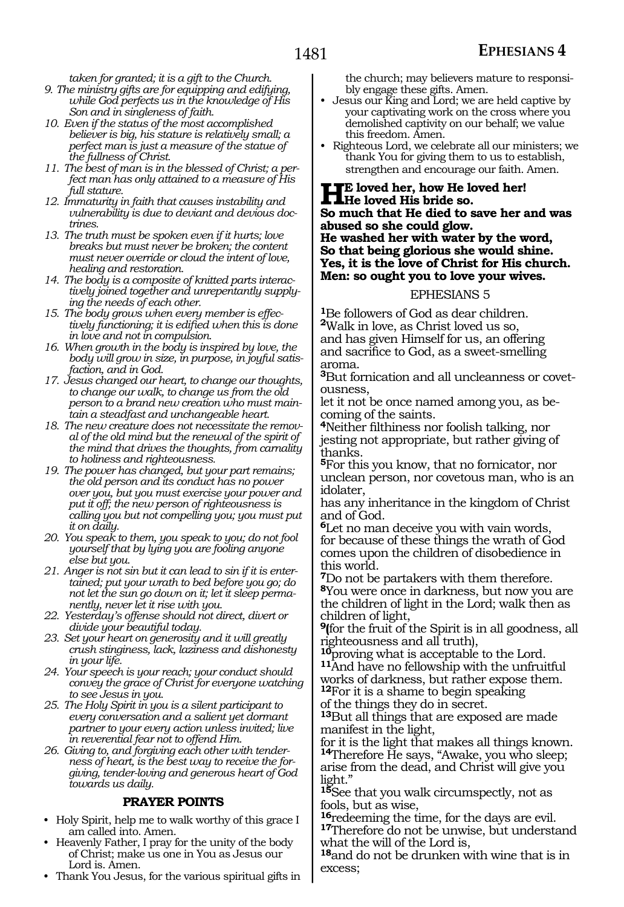*taken for granted; it is a gift to the Church.*

9. *The ministry gifts are for equipping and edifying, while God perfects us in the knowledge of His Son and in singleness of faith.*
10. *Even if the status of the most accomplished believer is big, his stature is relatively small; a perfect man is just a measure of the statue of the fullness of Christ.*
11. *The best of man is in the blessed of Christ; a perfect man has only attained to a measure of His full stature.*
12. *Immaturity in faith that causes instability and vulnerability is due to deviant and devious doctrines.*
13. *The truth must be spoken even if it hurts; love breaks but must never be broken; the content must never override or cloud the intent of love, healing and restoration.*
14. *The body is a composite of knitted parts interactively joined together and unrepentantly supplying the needs of each other.*
15. *The body grows when every member is effectively functioning; it is edified when this is done in love and not in compulsion.*
16. *When growth in the body is inspired by love, the body will grow in size, in purpose, in joyful satisfaction, and in God.*
17. *Jesus changed our heart, to change our thoughts, to change our walk, to change us from the old person to a brand new creation who must maintain a steadfast and unchangeable heart.*
18. *The new creature does not necessitate the removal of the old mind but the renewal of the spirit of the mind that drives the thoughts, from carnality to holiness and righteousness.*
19. *The power has changed, but your part remains; the old person and its conduct has no power over you, but you must exercise your power and put it off; the new person of righteousness is calling you but not compelling you; you must put it on daily.*
20. *You speak to them, you speak to you; do not fool yourself that by lying you are fooling anyone else but you.*
21. *Anger is not sin but it can lead to sin if it is entertained; put your wrath to bed before you go; do not let the sun go down on it; let it sleep permanently, never let it rise with you.*
22. *Yesterday's offense should not direct, divert or divide your beautiful today.*
23. *Set your heart on generosity and it will greatly crush stinginess, lack, laziness and dishonesty in your life.*
24. *Your speech is your reach; your conduct should convey the grace of Christ for everyone watching to see Jesus in you.*
25. *The Holy Spirit in you is a silent participant to every conversation and a salient yet dormant partner to your every action unless invited; live in reverential fear not to offend Him.*
26. *Giving to, and forgiving each other with tenderness of heart, is the best way to receive the forgiving, tender-loving and generous heart of God towards us daily.*

### PRAYER POINTS

- Holy Spirit, help me to walk worthy of this grace I am called into. Amen.
- Heavenly Father, I pray for the unity of the body of Christ; make us one in You as Jesus our Lord is. Amen.
- Thank You Jesus, for the various spiritual gifts in the church; may believers mature to responsibly engage these gifts. Amen.
- Jesus our King and Lord; we are held captive by your captivating work on the cross where you demolished captivity on our behalf; we value this freedom. Amen.
- Righteous Lord, we celebrate all our ministers; we thank You for giving them to us to establish, strengthen and encourage our faith. Amen.

**HE loved her, how He loved her!**
**He loved His bride so.**
**So much that He died to save her and was abused so she could glow.**
**He washed her with water by the word,**
**So that being glorious she would shine.**
**Yes, it is the love of Christ for His church.**
**Men: so ought you to love your wives.**

EPHESIANS 5

**1**Be followers of God as dear children.
**2**Walk in love, as Christ loved us so, and has given Himself for us, an offering and sacrifice to God, as a sweet-smelling aroma.
**3**But fornication and all uncleanness or covetousness, let it not be once named among you, as becoming of the saints.
**4**Neither filthiness nor foolish talking, nor jesting not appropriate, but rather giving of thanks.
**5**For this you know, that no fornicator, nor unclean person, nor covetous man, who is an idolater, has any inheritance in the kingdom of Christ and of God.
**6**Let no man deceive you with vain words, for because of these things the wrath of God comes upon the children of disobedience in this world.
**7**Do not be partakers with them therefore.
**8**You were once in darkness, but now you are the children of light in the Lord; walk then as children of light,
**9**(for the fruit of the Spirit is in all goodness, all righteousness and all truth),
**10**proving what is acceptable to the Lord.
**11**And have no fellowship with the unfruitful works of darkness, but rather expose them.
**12**For it is a shame to begin speaking of the things they do in secret.
**13**But all things that are exposed are made manifest in the light, for it is the light that makes all things known.
**14**Therefore He says, "Awake, you who sleep; arise from the dead, and Christ will give you light."
**15**See that you walk circumspectly, not as fools, but as wise,
**16**redeeming the time, for the days are evil.
**17**Therefore do not be unwise, but understand what the will of the Lord is,
**18**and do not be drunken with wine that is in excess;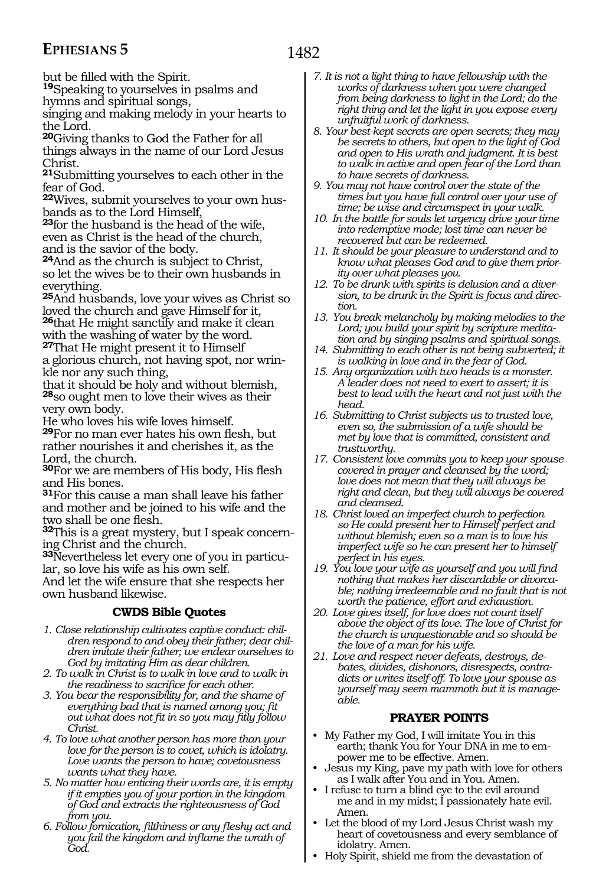but be filled with the Spirit.
**19**Speaking to yourselves in psalms and hymns and spiritual songs,
singing and making melody in your hearts to the Lord.
**20**Giving thanks to God the Father for all things always in the name of our Lord Jesus Christ.
**21**Submitting yourselves to each other in the fear of God.
**22**Wives, submit yourselves to your own husbands as to the Lord Himself,
**23**for the husband is the head of the wife, even as Christ is the head of the church, and is the savior of the body.
**24**And as the church is subject to Christ, so let the wives be to their own husbands in everything.
**25**And husbands, love your wives as Christ so loved the church and gave Himself for it,
**26**that He might sanctify and make it clean with the washing of water by the word.
**27**That He might present it to Himself
a glorious church, not having spot, nor wrinkle nor any such thing,
that it should be holy and without blemish,
**28**so ought men to love their wives as their very own body.
He who loves his wife loves himself.
**29**For no man ever hates his own flesh, but rather nourishes it and cherishes it, as the Lord, the church.
**30**For we are members of His body, His flesh and His bones.
**31**For this cause a man shall leave his father and mother and be joined to his wife and the two shall be one flesh.
**32**This is a great mystery, but I speak concerning Christ and the church.
**33**Nevertheless let every one of you in particular, so love his wife as his own self.
And let the wife ensure that she respects her own husband likewise.

### CWDS Bible Quotes

1. *Close relationship cultivates captive conduct: children respond to and obey their father; dear children imitate their father; we endear ourselves to God by imitating Him as dear children.*
2. *To walk in Christ is to walk in love and to walk in the readiness to sacrifice for each other.*
3. *You bear the responsibility for, and the shame of everything bad that is named among you; fit out what does not fit in so you may fitly follow Christ.*
4. *To love what another person has more than your love for the person is to covet, which is idolatry. Love wants the person to have; covetousness wants what they have.*
5. *No matter how enticing their words are, it is empty if it empties you of your portion in the kingdom of God and extracts the righteousness of God from you.*
6. *Follow fornication, filthiness or any fleshy act and you fail the kingdom and inflame the wrath of God.*
7. *It is not a light thing to have fellowship with the works of darkness when you were changed from being darkness to light in the Lord; do the right thing and let the light in you expose every unfruitful work of darkness.*
8. *Your best-kept secrets are open secrets; they may be secrets to others, but open to the light of God and open to His wrath and judgment. It is best to walk in active and open fear of the Lord than to have secrets of darkness.*
9. *You may not have control over the state of the times but you have full control over your use of time; be wise and circumspect in your walk.*
10. *In the battle for souls let urgency drive your time into redemptive mode; lost time can never be recovered but can be redeemed.*
11. *It should be your pleasure to understand and to know what pleases God and to give them priority over what pleases you.*
12. *To be drunk with spirits is delusion and a diversion, to be drunk in the Spirit is focus and direction.*
13. *You break melancholy by making melodies to the Lord; you build your spirit by scripture meditation and by singing psalms and spiritual songs.*
14. *Submitting to each other is not being subverted; it is walking in love and in the fear of God.*
15. *Any organization with two heads is a monster. A leader does not need to exert to assert; it is best to lead with the heart and not just with the head.*
16. *Submitting to Christ subjects us to trusted love, even so, the submission of a wife should be met by love that is committed, consistent and trustworthy.*
17. *Consistent love commits you to keep your spouse covered in prayer and cleansed by the word; love does not mean that they will always be right and clean, but they will always be covered and cleansed.*
18. *Christ loved an imperfect church to perfection so He could present her to Himself perfect and without blemish; even so a man is to love his imperfect wife so he can present her to himself perfect in his eyes.*
19. *You love your wife as yourself and you will find nothing that makes her discardable or divorcable; nothing irredeemable and no fault that is not worth the patience, effort and exhaustion.*
20. *Love gives itself, for love does not count itself above the object of its love. The love of Christ for the church is unquestionable and so should be the love of a man for his wife.*
21. *Love and respect never defeats, destroys, debates, divides, dishonors, disrespects, contradicts or writes itself off. To love your spouse as yourself may seem mammoth but it is manageable.*

### PRAYER POINTS

- My Father my God, I will imitate You in this earth; thank You for Your DNA in me to empower me to be effective. Amen.
- Jesus my King, pave my path with love for others as I walk after You and in You. Amen.
- I refuse to turn a blind eye to the evil around me and in my midst; I passionately hate evil. Amen.
- Let the blood of my Lord Jesus Christ wash my heart of covetousness and every semblance of idolatry. Amen.
- Holy Spirit, shield me from the devastation of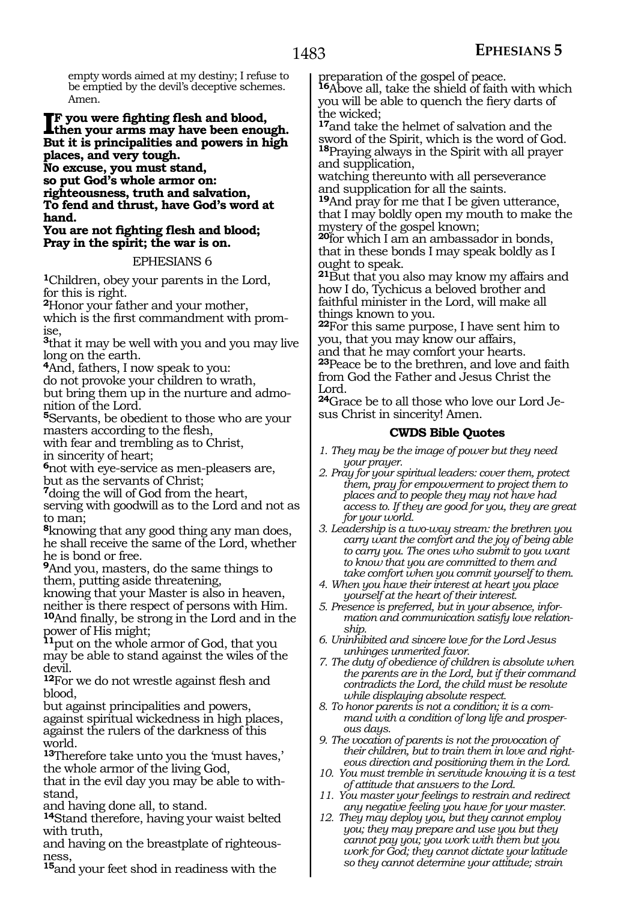empty words aimed at my destiny; I refuse to be emptied by the devil's deceptive schemes. Amen.

**IF you were fighting flesh and blood, then your arms may have been enough. But it is principalities and powers in high places, and very tough.**
**No excuse, you must stand,**
**so put God's whole armor on:**
**righteousness, truth and salvation,**
**To fend and thrust, have God's word at hand.**
**You are not fighting flesh and blood;**
**Pray in the spirit; the war is on.**

## EPHESIANS 6

**1**Children, obey your parents in the Lord,
for this is right.
**2**Honor your father and your mother,
which is the first commandment with promise,
**3**that it may be well with you and you may live long on the earth.
**4**And, fathers, I now speak to you:
do not provoke your children to wrath,
but bring them up in the nurture and admonition of the Lord.
**5**Servants, be obedient to those who are your masters according to the flesh,
with fear and trembling as to Christ,
in sincerity of heart;
**6**not with eye-service as men-pleasers are,
but as the servants of Christ;
**7**doing the will of God from the heart,
serving with goodwill as to the Lord and not as to man;
**8**knowing that any good thing any man does, he shall receive the same of the Lord, whether he is bond or free.
**9**And you, masters, do the same things to them, putting aside threatening,
knowing that your Master is also in heaven,
neither is there respect of persons with Him.
**10**And finally, be strong in the Lord and in the power of His might;
**11**put on the whole armor of God, that you may be able to stand against the wiles of the devil.
**12**For we do not wrestle against flesh and blood,
but against principalities and powers,
against spiritual wickedness in high places,
against the rulers of the darkness of this world.
**13**Therefore take unto you the 'must haves,'
the whole armor of the living God,
that in the evil day you may be able to withstand,
and having done all, to stand.
**14**Stand therefore, having your waist belted with truth,
and having on the breastplate of righteousness,
**15**and your feet shod in readiness with the preparation of the gospel of peace.
**16**Above all, take the shield of faith with which you will be able to quench the fiery darts of the wicked;
**17**and take the helmet of salvation and the sword of the Spirit, which is the word of God.
**18**Praying always in the Spirit with all prayer and supplication,
watching thereunto with all perseverance and supplication for all the saints.
**19**And pray for me that I be given utterance, that I may boldly open my mouth to make the mystery of the gospel known;
**20**for which I am an ambassador in bonds, that in these bonds I may speak boldly as I ought to speak.
**21**But that you also may know my affairs and how I do, Tychicus a beloved brother and faithful minister in the Lord, will make all things known to you.
**22**For this same purpose, I have sent him to you, that you may know our affairs,
and that he may comfort your hearts.
**23**Peace be to the brethren, and love and faith from God the Father and Jesus Christ the Lord.
**24**Grace be to all those who love our Lord Jesus Christ in sincerity! Amen.

### CWDS Bible Quotes

1. *They may be the image of power but they need your prayer.*
2. *Pray for your spiritual leaders: cover them, protect them, pray for empowerment to project them to places and to people they may not have had access to. If they are good for you, they are great for your world.*
3. *Leadership is a two-way stream: the brethren you carry want the comfort and the joy of being able to carry you. The ones who submit to you want to know that you are committed to them and take comfort when you commit yourself to them.*
4. *When you have their interest at heart you place yourself at the heart of their interest.*
5. *Presence is preferred, but in your absence, information and communication satisfy love relationship.*
6. *Uninhibited and sincere love for the Lord Jesus unhinges unmerited favor.*
7. *The duty of obedience of children is absolute when the parents are in the Lord, but if their command contradicts the Lord, the child must be resolute while displaying absolute respect.*
8. *To honor parents is not a condition; it is a command with a condition of long life and prosperous days.*
9. *The vocation of parents is not the provocation of their children, but to train them in love and righteous direction and positioning them in the Lord.*
10. *You must tremble in servitude knowing it is a test of attitude that answers to the Lord.*
11. *You master your feelings to restrain and redirect any negative feeling you have for your master.*
12. *They may deploy you, but they cannot employ you; they may prepare and use you but they cannot pay you; you work with them but you work for God; they cannot dictate your latitude so they cannot determine your attitude; strain*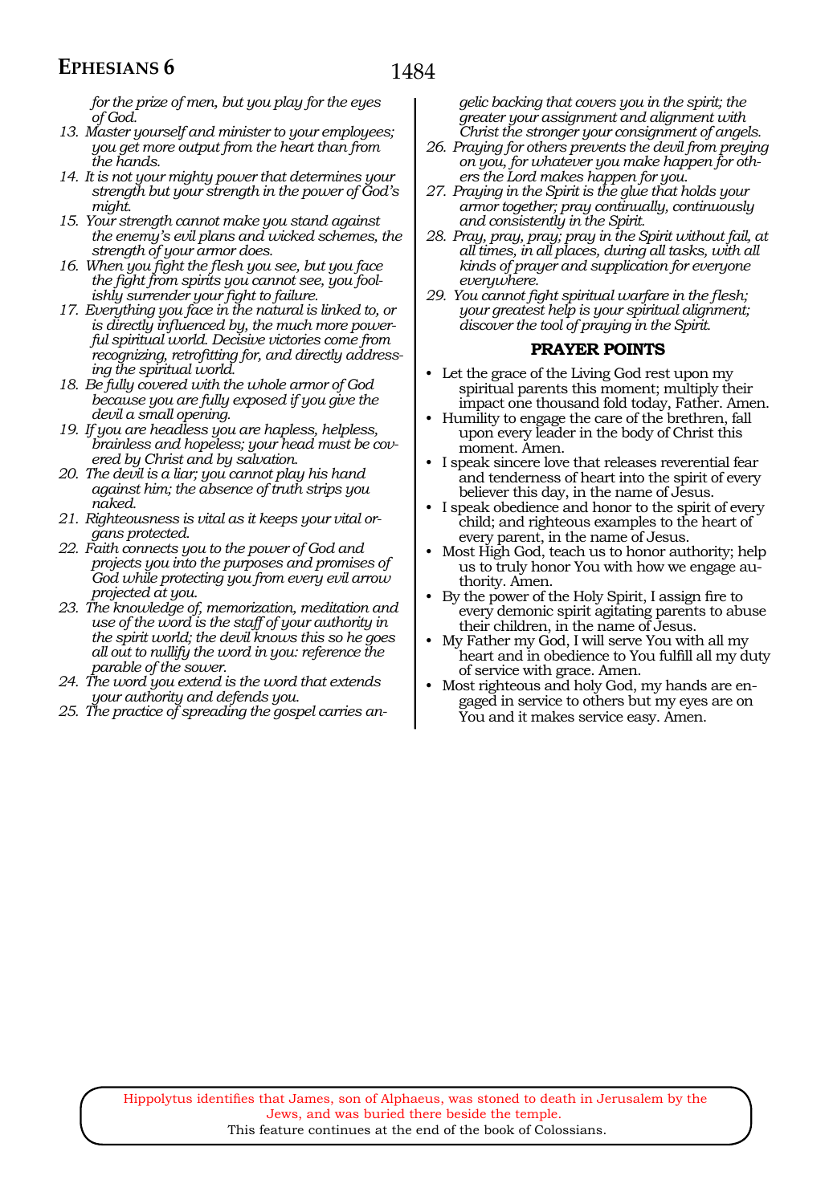*for the prize of men, but you play for the eyes of God.*

13. *Master yourself and minister to your employees; you get more output from the heart than from the hands.*
14. *It is not your mighty power that determines your strength but your strength in the power of God's might.*
15. *Your strength cannot make you stand against the enemy's evil plans and wicked schemes, the strength of your armor does.*
16. *When you fight the flesh you see, but you face the fight from spirits you cannot see, you foolishly surrender your fight to failure.*
17. *Everything you face in the natural is linked to, or is directly influenced by, the much more powerful spiritual world. Decisive victories come from recognizing, retrofitting for, and directly addressing the spiritual world.*
18. *Be fully covered with the whole armor of God because you are fully exposed if you give the devil a small opening.*
19. *If you are headless you are hapless, helpless, brainless and hopeless; your head must be covered by Christ and by salvation.*
20. *The devil is a liar; you cannot play his hand against him; the absence of truth strips you naked.*
21. *Righteousness is vital as it keeps your vital organs protected.*
22. *Faith connects you to the power of God and projects you into the purposes and promises of God while protecting you from every evil arrow projected at you.*
23. *The knowledge of, memorization, meditation and use of the word is the staff of your authority in the spirit world; the devil knows this so he goes all out to nullify the word in you: reference the parable of the sower.*
24. *The word you extend is the word that extends your authority and defends you.*
25. *The practice of spreading the gospel carries angelic backing that covers you in the spirit; the greater your assignment and alignment with Christ the stronger your consignment of angels.*
26. *Praying for others prevents the devil from preying on you, for whatever you make happen for others the Lord makes happen for you.*
27. *Praying in the Spirit is the glue that holds your armor together; pray continually, continuously and consistently in the Spirit.*
28. *Pray, pray, pray; pray in the Spirit without fail, at all times, in all places, during all tasks, with all kinds of prayer and supplication for everyone everywhere.*
29. *You cannot fight spiritual warfare in the flesh; your greatest help is your spiritual alignment; discover the tool of praying in the Spirit.*

## PRAYER POINTS

- Let the grace of the Living God rest upon my spiritual parents this moment; multiply their impact one thousand fold today, Father. Amen.
- Humility to engage the care of the brethren, fall upon every leader in the body of Christ this moment. Amen.
- I speak sincere love that releases reverential fear and tenderness of heart into the spirit of every believer this day, in the name of Jesus.
- I speak obedience and honor to the spirit of every child; and righteous examples to the heart of every parent, in the name of Jesus.
- Most High God, teach us to honor authority; help us to truly honor You with how we engage authority. Amen.
- By the power of the Holy Spirit, I assign fire to every demonic spirit agitating parents to abuse their children, in the name of Jesus.
- My Father my God, I will serve You with all my heart and in obedience to You fulfill all my duty of service with grace. Amen.
- Most righteous and holy God, my hands are engaged in service to others but my eyes are on You and it makes service easy. Amen.

Hippolytus identifies that James, son of Alphaeus, was stoned to death in Jerusalem by the Jews, and was buried there beside the temple.
This feature continues at the end of the book of Colossians.